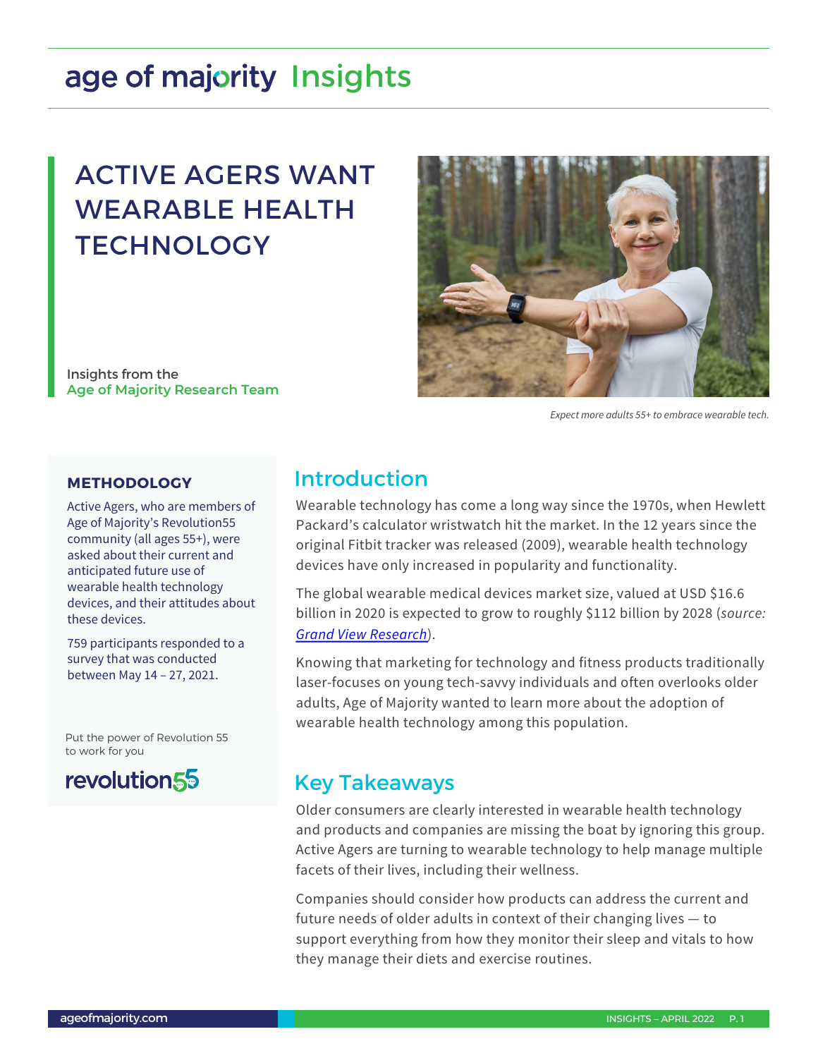# ACTIVE AGERS WANT WEARABLE HEALTH TECHNOLOGY

Insights from the
**Age of Majority Research Team**

*Expect more adults 55+ to embrace wearable tech.*

## Introduction

Wearable technology has come a long way since the 1970s, when Hewlett Packard's calculator wristwatch hit the market. In the 12 years since the original Fitbit tracker was released (2009), wearable health technology devices have only increased in popularity and functionality.

The global wearable medical devices market size, valued at USD $16.6 billion in 2020 is expected to grow to roughly $112 billion by 2028 (*source: Grand View Research*).

Knowing that marketing for technology and fitness products traditionally laser-focuses on young tech-savvy individuals and often overlooks older adults, Age of Majority wanted to learn more about the adoption of wearable health technology among this population.

## Key Takeaways

Older consumers are clearly interested in wearable health technology and products and companies are missing the boat by ignoring this group. Active Agers are turning to wearable technology to help manage multiple facets of their lives, including their wellness.

Companies should consider how products can address the current and future needs of older adults in context of their changing lives — to support everything from how they monitor their sleep and vitals to how they manage their diets and exercise routines.

### METHODOLOGY

Active Agers, who are members of Age of Majority's Revolution55 community (all ages 55+), were asked about their current and anticipated future use of wearable health technology devices, and their attitudes about these devices.

759 participants responded to a survey that was conducted between May 14 – 27, 2021.

Put the power of Revolution 55 to work for you

revolution55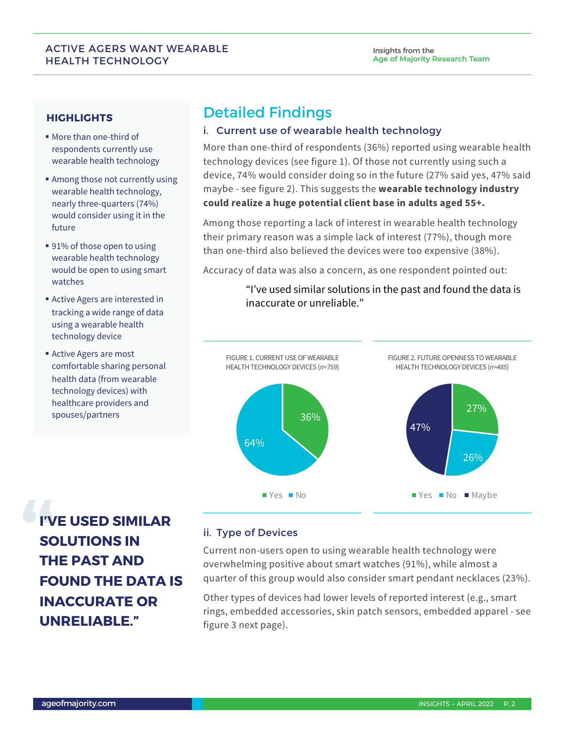## HIGHLIGHTS

- More than one-third of respondents currently use wearable health technology
- Among those not currently using wearable health technology, nearly three-quarters (74%) would consider using it in the future
- 91% of those open to using wearable health technology would be open to using smart watches
- Active Agers are interested in tracking a wide range of data using a wearable health technology device
- Active Agers are most comfortable sharing personal health data (from wearable technology devices) with healthcare providers and spouses/partners

> **"I'VE USED SIMILAR SOLUTIONS IN THE PAST AND FOUND THE DATA IS INACCURATE OR UNRELIABLE."**

# Detailed Findings

## i. Current use of wearable health technology

More than one-third of respondents (36%) reported using wearable health technology devices (see figure 1). Of those not currently using such a device, 74% would consider doing so in the future (27% said yes, 47% said maybe - see figure 2). This suggests the **wearable technology industry could realize a huge potential client base in adults aged 55+.**

Among those reporting a lack of interest in wearable health technology their primary reason was a simple lack of interest (77%), though more than one-third also believed the devices were too expensive (38%).

Accuracy of data was also a concern, as one respondent pointed out:

> "I've used similar solutions in the past and found the data is inaccurate or unreliable."

FIGURE 1. CURRENT USE OF WEARABLE HEALTH TECHNOLOGY DEVICES (*n=759*)

| Response | % |
|---|---|
| Yes | 36% |
| No | 64% |

FIGURE 2. FUTURE OPENNESS TO WEARABLE HEALTH TECHNOLOGY DEVICES (*n=485*)

| Response | % |
|---|---|
| Yes | 27% |
| No | 26% |
| Maybe | 47% |

## ii. Type of Devices

Current non-users open to using wearable health technology were overwhelming positive about smart watches (91%), while almost a quarter of this group would also consider smart pendant necklaces (23%).

Other types of devices had lower levels of reported interest (e.g., smart rings, embedded accessories, skin patch sensors, embedded apparel - see figure 3 next page).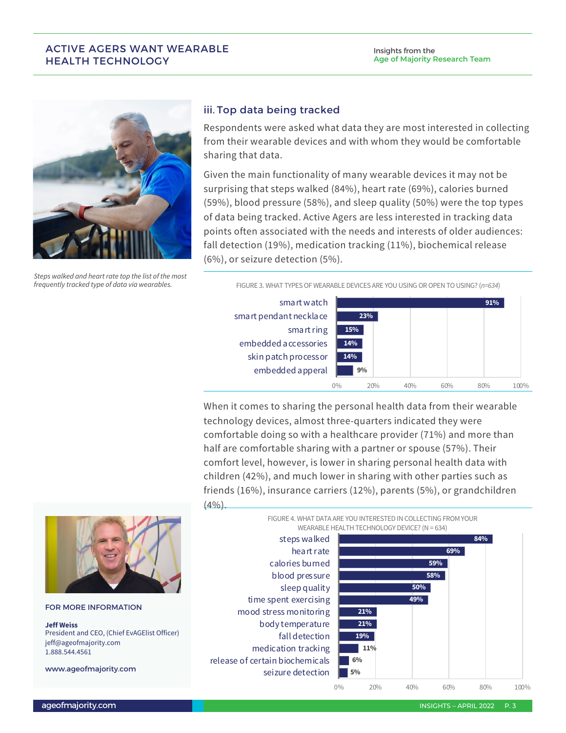# ACTIVE AGERS WANT WEARABLE HEALTH TECHNOLOGY

Insights from the Age of Majority Research Team

*Steps walked and heart rate top the list of the most frequently tracked type of data via wearables.*

### iii. Top data being tracked

Respondents were asked what data they are most interested in collecting from their wearable devices and with whom they would be comfortable sharing that data.

Given the main functionality of many wearable devices it may not be surprising that steps walked (84%), heart rate (69%), calories burned (59%), blood pressure (58%), and sleep quality (50%) were the top types of data being tracked. Active Agers are less interested in tracking data points often associated with the needs and interests of older audiences: fall detection (19%), medication tracking (11%), biochemical release (6%), or seizure detection (5%).

FIGURE 3. WHAT TYPES OF WEARABLE DEVICES ARE YOU USING OR OPEN TO USING? (*n=634*)

smart watch 91%
smart pendant necklace 23%
smart ring 15%
embedded accessories 14%
skin patch processor 14%
embedded apperal 9%

0% 20% 40% 60% 80% 100%

When it comes to sharing the personal health data from their wearable technology devices, almost three-quarters indicated they were comfortable doing so with a healthcare provider (71%) and more than half are comfortable sharing with a partner or spouse (57%). Their comfort level, however, is lower in sharing personal health data with children (42%), and much lower in sharing with other parties such as friends (16%), insurance carriers (12%), parents (5%), or grandchildren (4%).

FIGURE 4. WHAT DATA ARE YOU INTERESTED IN COLLECTING FROM YOUR WEARABLE HEALTH TECHNOLOGY DEVICE? (N = 634)

steps walked 84%
heart rate 69%
calories burned 59%
blood pressure 58%
sleep quality 50%
time spent exercising 49%
mood stress monitoring 21%
body temperature 21%
fall detection 19%
medication tracking 11%
release of certain biochemicals 6%
seizure detection 5%

0% 20% 40% 60% 80% 100%

**FOR MORE INFORMATION**

**Jeff Weiss**
President and CEO, (Chief EvAGElist Officer)
jeff@ageofmajority.com
1.888.544.4561

www.ageofmajority.com